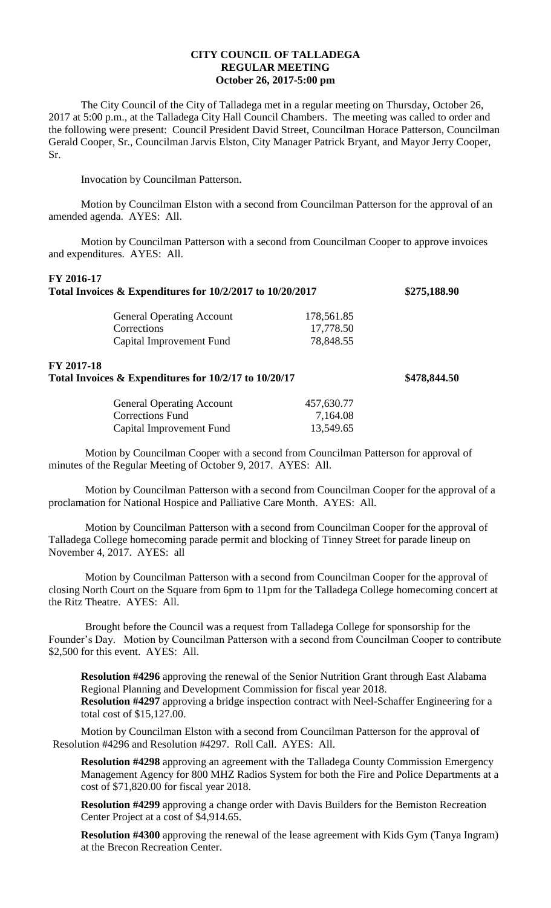# CITY COUNCIL OF TALLADEGA
## REGULAR MEETING
### October 26, 2017-5:00 pm

The City Council of the City of Talladega met in a regular meeting on Thursday, October 26, 2017 at 5:00 p.m., at the Talladega City Hall Council Chambers. The meeting was called to order and the following were present: Council President David Street, Councilman Horace Patterson, Councilman Gerald Cooper, Sr., Councilman Jarvis Elston, City Manager Patrick Bryant, and Mayor Jerry Cooper, Sr.

Invocation by Councilman Patterson.

Motion by Councilman Elston with a second from Councilman Patterson for the approval of an amended agenda. AYES: All.

Motion by Councilman Patterson with a second from Councilman Cooper to approve invoices and expenditures. AYES: All.

**FY 2016-17**
**Total Invoices & Expenditures for 10/2/2017 to 10/20/2017** **$275,188.90**

| | | |
|---|---|---|
| General Operating Account | 178,561.85 | |
| Corrections | 17,778.50 | |
| Capital Improvement Fund | 78,848.55 | |

**FY 2017-18**
**Total Invoices & Expenditures for 10/2/17 to 10/20/17** **$478,844.50**

| | | |
|---|---|---|
| General Operating Account | 457,630.77 | |
| Corrections Fund | 7,164.08 | |
| Capital Improvement Fund | 13,549.65 | |

Motion by Councilman Cooper with a second from Councilman Patterson for approval of minutes of the Regular Meeting of October 9, 2017. AYES: All.

Motion by Councilman Patterson with a second from Councilman Cooper for the approval of a proclamation for National Hospice and Palliative Care Month. AYES: All.

Motion by Councilman Patterson with a second from Councilman Cooper for the approval of Talladega College homecoming parade permit and blocking of Tinney Street for parade lineup on November 4, 2017. AYES: all

Motion by Councilman Patterson with a second from Councilman Cooper for the approval of closing North Court on the Square from 6pm to 11pm for the Talladega College homecoming concert at the Ritz Theatre. AYES: All.

Brought before the Council was a request from Talladega College for sponsorship for the Founder's Day. Motion by Councilman Patterson with a second from Councilman Cooper to contribute $2,500 for this event. AYES: All.

**Resolution #4296** approving the renewal of the Senior Nutrition Grant through East Alabama Regional Planning and Development Commission for fiscal year 2018.
**Resolution #4297** approving a bridge inspection contract with Neel-Schaffer Engineering for a total cost of $15,127.00.

Motion by Councilman Elston with a second from Councilman Patterson for the approval of Resolution #4296 and Resolution #4297. Roll Call. AYES: All.

**Resolution #4298** approving an agreement with the Talladega County Commission Emergency Management Agency for 800 MHZ Radios System for both the Fire and Police Departments at a cost of $71,820.00 for fiscal year 2018.

**Resolution #4299** approving a change order with Davis Builders for the Bemiston Recreation Center Project at a cost of $4,914.65.

**Resolution #4300** approving the renewal of the lease agreement with Kids Gym (Tanya Ingram) at the Brecon Recreation Center.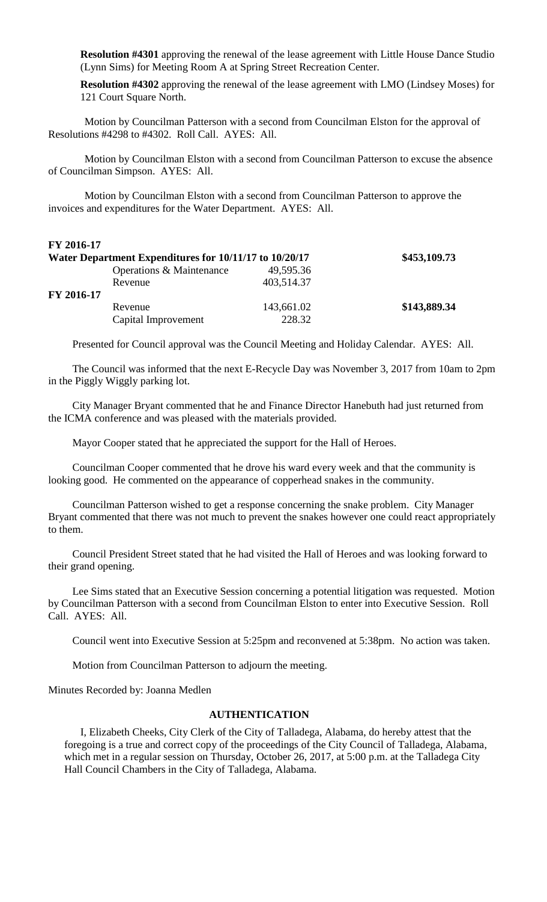**Resolution #4301** approving the renewal of the lease agreement with Little House Dance Studio (Lynn Sims) for Meeting Room A at Spring Street Recreation Center.

**Resolution #4302** approving the renewal of the lease agreement with LMO (Lindsey Moses) for 121 Court Square North.

Motion by Councilman Patterson with a second from Councilman Elston for the approval of Resolutions #4298 to #4302. Roll Call. AYES: All.

Motion by Councilman Elston with a second from Councilman Patterson to excuse the absence of Councilman Simpson. AYES: All.

Motion by Councilman Elston with a second from Councilman Patterson to approve the invoices and expenditures for the Water Department. AYES: All.

| | | | |
|---|---|---|---|
| **FY 2016-17** | | | |
| **Water Department Expenditures for 10/11/17 to 10/20/17** | | | **\$453,109.73** |
| | Operations & Maintenance | 49,595.36 | |
| | Revenue | 403,514.37 | |
| **FY 2016-17** | | | |
| | Revenue | 143,661.02 | **\$143,889.34** |
| | Capital Improvement | 228.32 | |

Presented for Council approval was the Council Meeting and Holiday Calendar. AYES: All.

The Council was informed that the next E-Recycle Day was November 3, 2017 from 10am to 2pm in the Piggly Wiggly parking lot.

City Manager Bryant commented that he and Finance Director Hanebuth had just returned from the ICMA conference and was pleased with the materials provided.

Mayor Cooper stated that he appreciated the support for the Hall of Heroes.

Councilman Cooper commented that he drove his ward every week and that the community is looking good. He commented on the appearance of copperhead snakes in the community.

Councilman Patterson wished to get a response concerning the snake problem. City Manager Bryant commented that there was not much to prevent the snakes however one could react appropriately to them.

Council President Street stated that he had visited the Hall of Heroes and was looking forward to their grand opening.

Lee Sims stated that an Executive Session concerning a potential litigation was requested. Motion by Councilman Patterson with a second from Councilman Elston to enter into Executive Session. Roll Call. AYES: All.

Council went into Executive Session at 5:25pm and reconvened at 5:38pm. No action was taken.

Motion from Councilman Patterson to adjourn the meeting.

Minutes Recorded by: Joanna Medlen

## AUTHENTICATION

I, Elizabeth Cheeks, City Clerk of the City of Talladega, Alabama, do hereby attest that the foregoing is a true and correct copy of the proceedings of the City Council of Talladega, Alabama, which met in a regular session on Thursday, October 26, 2017, at 5:00 p.m. at the Talladega City Hall Council Chambers in the City of Talladega, Alabama.